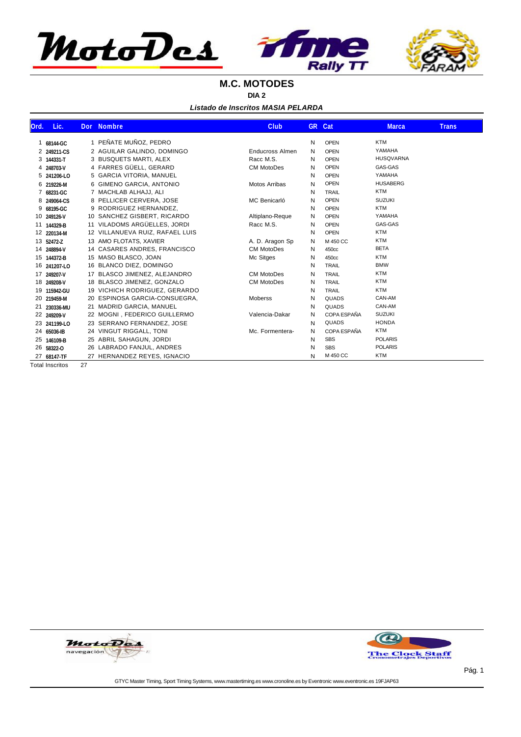# M.C. MOTODES

**DIA 2**

***Listado de Inscritos MASIA PELARDA***

| Ord. | Lic. | Dor | Nombre | Club | GR | Cat | Marca | Trans |
|---|---|---|---|---|---|---|---|---|
| 1 | 68144-GC | 1 | PEÑATE MUÑOZ, PEDRO | | N | OPEN | KTM | |
| 2 | 249211-CS | 2 | AGUILAR GALINDO, DOMINGO | Enducross Almen | N | OPEN | YAMAHA | |
| 3 | 144331-T | 3 | BUSQUETS MARTI, ALEX | Racc M.S. | N | OPEN | HUSQVARNA | |
| 4 | 248703-V | 4 | FARRES GÜELL, GERARD | CM MotoDes | N | OPEN | GAS-GAS | |
| 5 | 241206-LO | 5 | GARCIA VITORIA, MANUEL | | N | OPEN | YAMAHA | |
| 6 | 219226-M | 6 | GIMENO GARCIA, ANTONIO | Motos Arribas | N | OPEN | HUSABERG | |
| 7 | 68231-GC | 7 | MACHLAB ALHAJJ, ALI | | N | TRAIL | KTM | |
| 8 | 249064-CS | 8 | PELLICER CERVERA, JOSE | MC Benicarló | N | OPEN | SUZUKI | |
| 9 | 68195-GC | 9 | RODRIGUEZ HERNANDEZ, | | N | OPEN | KTM | |
| 10 | 249126-V | 10 | SANCHEZ GISBERT, RICARDO | Altiplano-Reque | N | OPEN | YAMAHA | |
| 11 | 144329-B | 11 | VILADOMS ARGÜELLES, JORDI | Racc M.S. | N | OPEN | GAS-GAS | |
| 12 | 220134-M | 12 | VILLANUEVA RUIZ, RAFAEL LUIS | | N | OPEN | KTM | |
| 13 | 52472-Z | 13 | AMO FLOTATS, XAVIER | A. D. Aragon Sp | N | M 450 CC | KTM | |
| 14 | 248894-V | 14 | CASARES ANDRES, FRANCISCO | CM MotoDes | N | 450cc | BETA | |
| 15 | 144372-B | 15 | MASO BLASCO, JOAN | Mc Sitges | N | 450cc | KTM | |
| 16 | 241207-LO | 16 | BLANCO DIEZ, DOMINGO | | N | TRAIL | BMW | |
| 17 | 249207-V | 17 | BLASCO JIMENEZ, ALEJANDRO | CM MotoDes | N | TRAIL | KTM | |
| 18 | 249208-V | 18 | BLASCO JIMENEZ, GONZALO | CM MotoDes | N | TRAIL | KTM | |
| 19 | 115942-GU | 19 | VICHICH RODRIGUEZ, GERARDO | | N | TRAIL | KTM | |
| 20 | 219459-M | 20 | ESPINOSA GARCIA-CONSUEGRA, | Moberss | N | QUADS | CAN-AM | |
| 21 | 230336-MU | 21 | MADRID GARCIA, MANUEL | | N | QUADS | CAN-AM | |
| 22 | 249209-V | 22 | MOGNI , FEDERICO GUILLERMO | Valencia-Dakar | N | COPA ESPAÑA | SUZUKI | |
| 23 | 241199-LO | 23 | SERRANO FERNANDEZ, JOSE | | N | QUADS | HONDA | |
| 24 | 65036-IB | 24 | VINGUT RIGGALL, TONI | Mc. Formentera- | N | COPA ESPAÑA | KTM | |
| 25 | 146109-B | 25 | ABRIL SAHAGUN, JORDI | | N | SBS | POLARIS | |
| 26 | 58322-O | 26 | LABRADO FANJUL, ANDRES | | N | SBS | POLARIS | |
| 27 | 68147-TF | 27 | HERNANDEZ REYES, IGNACIO | | N | M 450 CC | KTM | |

Total Inscritos 27

GTYC Master Timing, Sport Timing Systems, www.mastertiming.es www.cronoline.es by Eventronic www.eventronic.es 19FJAP63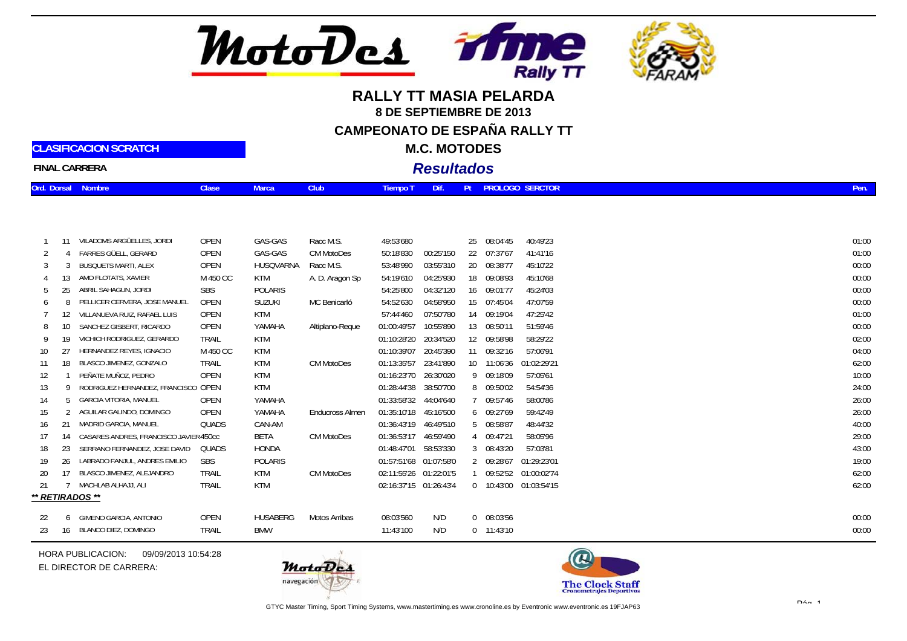# RALLY TT MASIA PELARDA

**8 DE SEPTIEMBRE DE 2013**

**CAMPEONATO DE ESPAÑA RALLY TT**

**M.C. MOTODES**

***Resultados***

**CLASIFICACION SCRATCH**

**FINAL CARRERA**

| Ord. | Dorsal | Nombre | Clase | Marca | Club | Tiempo T | Dif. | Pt | PROLOGO | SERCTOR | Pen. |
|---|---|---|---|---|---|---|---|---|---|---|---|
| 1 | 11 | VILADOMS ARGÜELLES, JORDI | OPEN | GAS-GAS | Racc M.S. | 49:53'680 | | 25 | 08:04'45 | 40:49'23 | 01:00 |
| 2 | 4 | FARRES GÜELL, GERARD | OPEN | GAS-GAS | CM MotoDes | 50:18'830 | 00:25'150 | 22 | 07:37'67 | 41:41'16 | 01:00 |
| 3 | 3 | BUSQUETS MARTI, ALEX | OPEN | HUSQVARNA | Racc M.S. | 53:48'990 | 03:55'310 | 20 | 08:38'77 | 45:10'22 | 00:00 |
| 4 | 13 | AMO FLOTATS, XAVIER | M 450 CC | KTM | A. D. Aragon Sp | 54:19'610 | 04:25'930 | 18 | 09:08'93 | 45:10'68 | 00:00 |
| 5 | 25 | ABRIL SAHAGUN, JORDI | SBS | POLARIS | | 54:25'800 | 04:32'120 | 16 | 09:01'77 | 45:24'03 | 00:00 |
| 6 | 8 | PELLICER CERVERA, JOSE MANUEL | OPEN | SUZUKI | MC Benicarló | 54:52'630 | 04:58'950 | 15 | 07:45'04 | 47:07'59 | 00:00 |
| 7 | 12 | VILLANUEVA RUIZ, RAFAEL LUIS | OPEN | KTM | | 57:44'460 | 07:50'780 | 14 | 09:19'04 | 47:25'42 | 01:00 |
| 8 | 10 | SANCHEZ GISBERT, RICARDO | OPEN | YAMAHA | Altiplano-Reque | 01:00:49'57 | 10:55'890 | 13 | 08:50'11 | 51:59'46 | 00:00 |
| 9 | 19 | VICHICH RODRIGUEZ, GERARDO | TRAIL | KTM | | 01:10:28'20 | 20:34'520 | 12 | 09:58'98 | 58:29'22 | 02:00 |
| 10 | 27 | HERNANDEZ REYES, IGNACIO | M 450 CC | KTM | | 01:10:39'07 | 20:45'390 | 11 | 09:32'16 | 57:06'91 | 04:00 |
| 11 | 18 | BLASCO JIMENEZ, GONZALO | TRAIL | KTM | CM MotoDes | 01:13:35'57 | 23:41'890 | 10 | 11:06'36 | 01:02:29'21 | 62:00 |
| 12 | 1 | PEÑATE MUÑOZ, PEDRO | OPEN | KTM | | 01:16:23'70 | 26:30'020 | 9 | 09:18'09 | 57:05'61 | 10:00 |
| 13 | 9 | RODRIGUEZ HERNANDEZ, FRANCISCO | OPEN | KTM | | 01:28:44'38 | 38:50'700 | 8 | 09:50'02 | 54:54'36 | 24:00 |
| 14 | 5 | GARCIA VITORIA, MANUEL | OPEN | YAMAHA | | 01:33:58'32 | 44:04'640 | 7 | 09:57'46 | 58:00'86 | 26:00 |
| 15 | 2 | AGUILAR GALINDO, DOMINGO | OPEN | YAMAHA | Enducross Almen | 01:35:10'18 | 45:16'500 | 6 | 09:27'69 | 59:42'49 | 26:00 |
| 16 | 21 | MADRID GARCIA, MANUEL | QUADS | CAN-AM | | 01:36:43'19 | 46:49'510 | 5 | 08:58'87 | 48:44'32 | 40:00 |
| 17 | 14 | CASARES ANDRES, FRANCISCO JAVIER | 450cc | BETA | CM MotoDes | 01:36:53'17 | 46:59'490 | 4 | 09:47'21 | 58:05'96 | 29:00 |
| 18 | 23 | SERRANO FERNANDEZ, JOSE DAVID | QUADS | HONDA | | 01:48:47'01 | 58:53'330 | 3 | 08:43'20 | 57:03'81 | 43:00 |
| 19 | 26 | LABRADO FANJUL, ANDRES EMILIO | SBS | POLARIS | | 01:57:51'68 | 01:07:58'0 | 2 | 09:28'67 | 01:29:23'01 | 19:00 |
| 20 | 17 | BLASCO JIMENEZ, ALEJANDRO | TRAIL | KTM | CM MotoDes | 02:11:55'26 | 01:22:01'5 | 1 | 09:52'52 | 01:00:02'74 | 62:00 |
| 21 | 7 | MACHLAB ALHAJJ, ALI | TRAIL | KTM | | 02:16:37'15 | 01:26:43'4 | 0 | 10:43'00 | 01:03:54'15 | 62:00 |
| ***\*\* RETIRADOS \*\**** | | | | | | | | | | | |
| 22 | 6 | GIMENO GARCIA, ANTONIO | OPEN | HUSABERG | Motos Arribas | 08:03'560 | N/D | 0 | 08:03'56 | | 00:00 |
| 23 | 16 | BLANCO DIEZ, DOMINGO | TRAIL | BMW | | 11:43'100 | N/D | 0 | 11:43'10 | | 00:00 |

HORA PUBLICACION: 09/09/2013 10:54:28

EL DIRECTOR DE CARRERA:

GTYC Master Timing, Sport Timing Systems, www.mastertiming.es www.cronoline.es by Eventronic www.eventronic.es 19FJAP63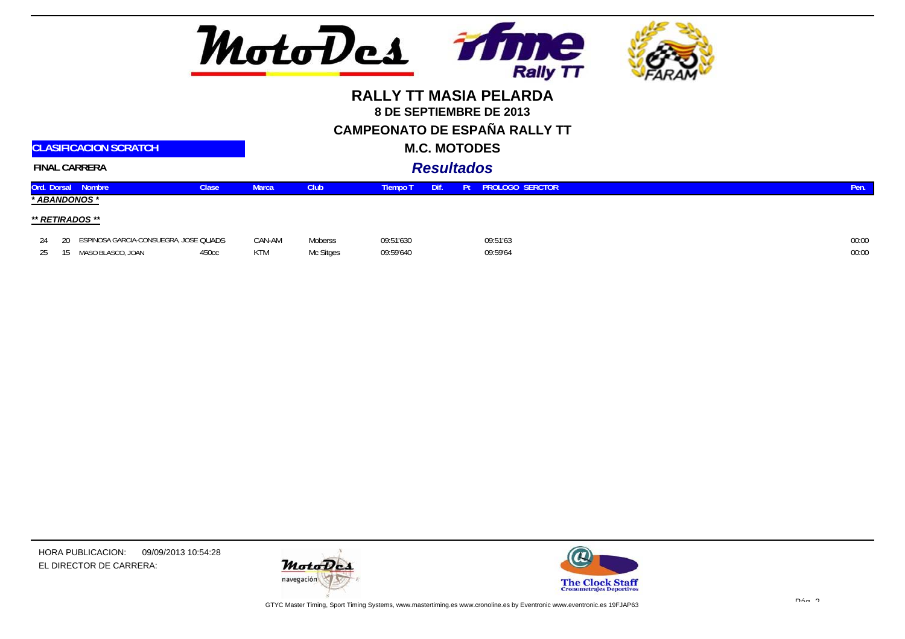# RALLY TT MASIA PELARDA

**8 DE SEPTIEMBRE DE 2013**

## CAMPEONATO DE ESPAÑA RALLY TT

**CLASIFICACION SCRATCH**

**M.C. MOTODES**

**FINAL CARRERA**

***Resultados***

| Ord. | Dorsal | Nombre | Clase | Marca | Club | Tiempo T | Dif. | Pt | PROLOGO | SERCTOR | Pen. |
|---|---|---|---|---|---|---|---|---|---|---|---|
| ***\* ABANDONOS \**** | | | | | | | | | | | |
| ***\*\* RETIRADOS \*\**** | | | | | | | | | | | |
| 24 | 20 | ESPINOSA GARCIA-CONSUEGRA, JOSE | QUADS | CAN-AM | Moberss | 09:51'630 | | | 09:51'63 | | 00:00 |
| 25 | 15 | MASO BLASCO, JOAN | 450cc | KTM | Mc Sitges | 09:59'640 | | | 09:59'64 | | 00:00 |

HORA PUBLICACION: 09/09/2013 10:54:28

EL DIRECTOR DE CARRERA:

GTYC Master Timing, Sport Timing Systems, www.mastertiming.es www.cronoline.es by Eventronic www.eventronic.es 19FJAP63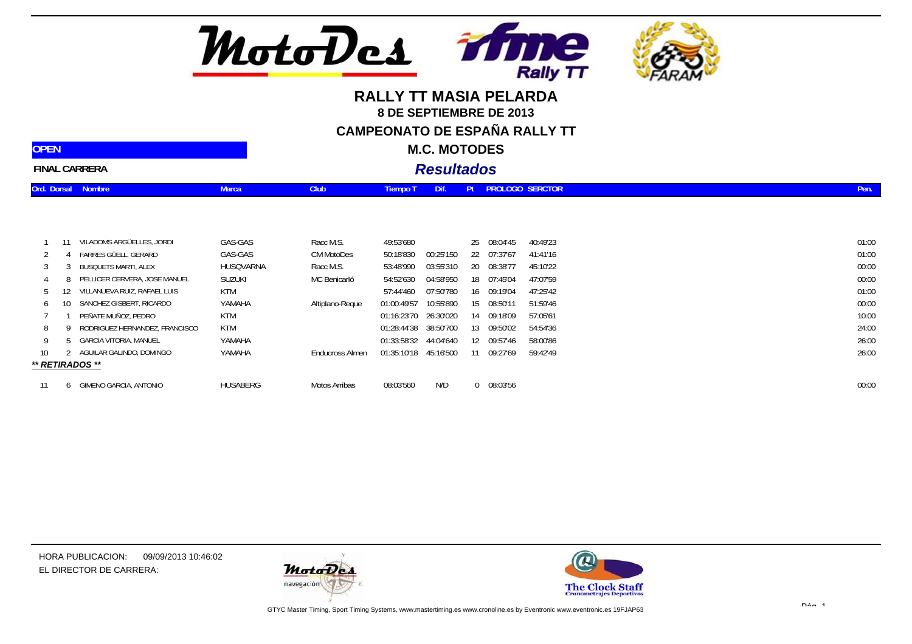# RALLY TT MASIA PELARDA

**8 DE SEPTIEMBRE DE 2013**

**CAMPEONATO DE ESPAÑA RALLY TT**

**OPEN**

**M.C. MOTODES**

**FINAL CARRERA**

***Resultados***

| Ord. | Dorsal | Nombre | Marca | Club | Tiempo T | Dif. | Pt | PROLOGO | SERCTOR | Pen. |
|---|---|---|---|---|---|---|---|---|---|---|
| 1 | 11 | VILADOMS ARGÜELLES, JORDI | GAS-GAS | Racc M.S. | 49:53'680 | | 25 | 08:04'45 | 40:49'23 | 01:00 |
| 2 | 4 | FARRES GÜELL, GERARD | GAS-GAS | CM MotoDes | 50:18'830 | 00:25'150 | 22 | 07:37'67 | 41:41'16 | 01:00 |
| 3 | 3 | BUSQUETS MARTI, ALEX | HUSQVARNA | Racc M.S. | 53:48'990 | 03:55'310 | 20 | 08:38'77 | 45:10'22 | 00:00 |
| 4 | 8 | PELLICER CERVERA, JOSE MANUEL | SUZUKI | MC Benicarló | 54:52'630 | 04:58'950 | 18 | 07:45'04 | 47:07'59 | 00:00 |
| 5 | 12 | VILLANUEVA RUIZ, RAFAEL LUIS | KTM | | 57:44'460 | 07:50'780 | 16 | 09:19'04 | 47:25'42 | 01:00 |
| 6 | 10 | SANCHEZ GISBERT, RICARDO | YAMAHA | Altiplano-Reque | 01:00:49'57 | 10:55'890 | 15 | 08:50'11 | 51:59'46 | 00:00 |
| 7 | 1 | PEÑATE MUÑOZ, PEDRO | KTM | | 01:16:23'70 | 26:30'020 | 14 | 09:18'09 | 57:05'61 | 10:00 |
| 8 | 9 | RODRIGUEZ HERNANDEZ, FRANCISCO | KTM | | 01:28:44'38 | 38:50'700 | 13 | 09:50'02 | 54:54'36 | 24:00 |
| 9 | 5 | GARCIA VITORIA, MANUEL | YAMAHA | | 01:33:58'32 | 44:04'640 | 12 | 09:57'46 | 58:00'86 | 26:00 |
| 10 | 2 | AGUILAR GALINDO, DOMINGO | YAMAHA | Endulcross Almen | 01:35:10'18 | 45:16'500 | 11 | 09:27'69 | 59:42'49 | 26:00 |
| ***\*\* RETIRADOS \*\**** | | | | | | | | | | |
| 11 | 6 | GIMENO GARCIA, ANTONIO | HUSABERG | Motos Arribas | 08:03'560 | N/D | 0 | 08:03'56 | | 00:00 |

HORA PUBLICACION: 09/09/2013 10:46:02

EL DIRECTOR DE CARRERA:

GTYC Master Timing, Sport Timing Systems, www.mastertiming.es www.cronoline.es by Eventronic www.eventronic.es 19FJAP63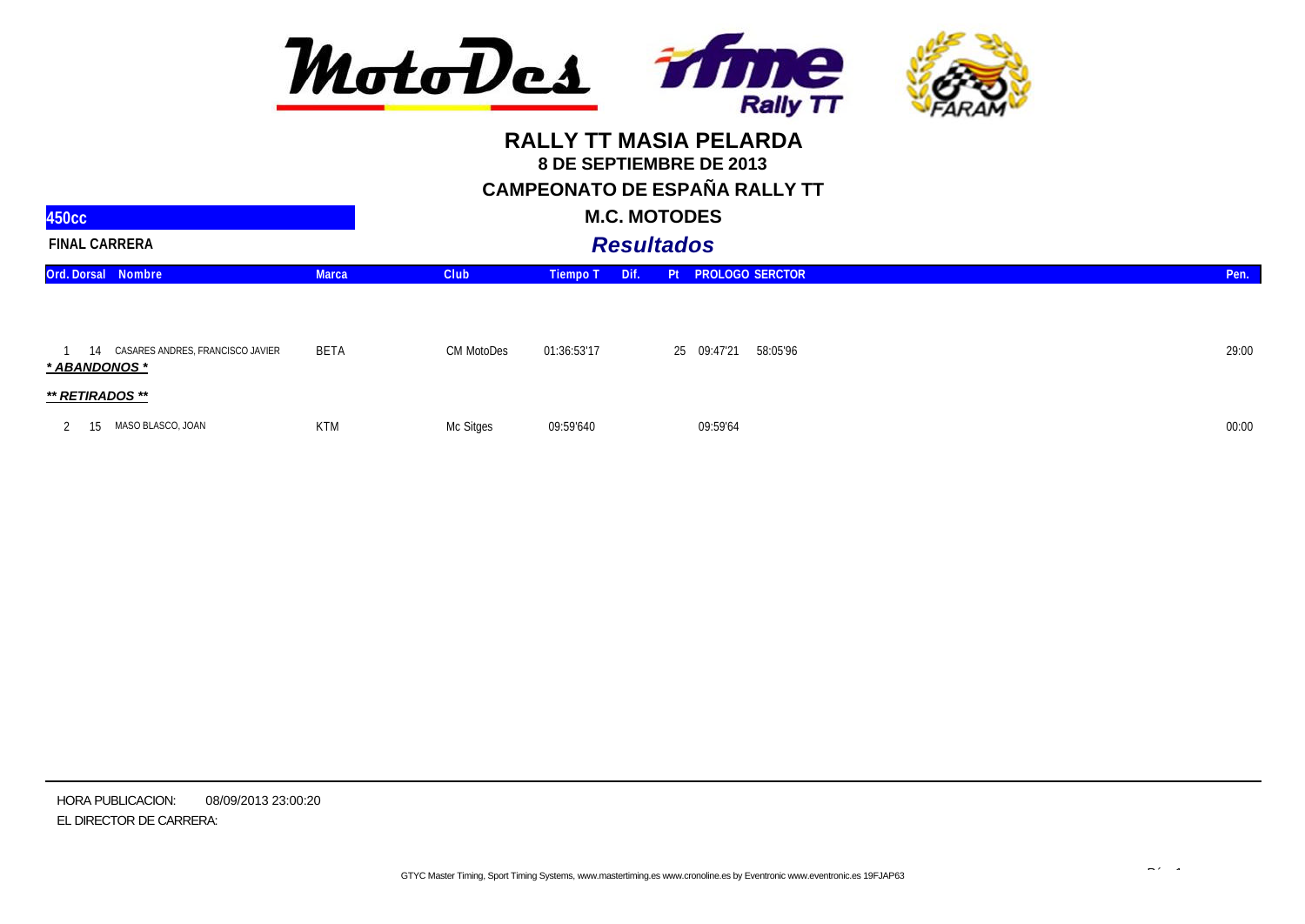# RALLY TT MASIA PELARDA

**8 DE SEPTIEMBRE DE 2013**

**CAMPEONATO DE ESPAÑA RALLY TT**

**M.C. MOTODES**

***Resultados***

**450cc**

**FINAL CARRERA**

| Ord. | Dorsal | Nombre | Marca | Club | Tiempo T | Dif. | Pt | PROLOGO | SERCTOR | Pen. |
|---|---|---|---|---|---|---|---|---|---|---|
| 1 | 14 | CASARES ANDRES, FRANCISCO JAVIER | BETA | CM MotoDes | 01:36:53'17 | | 25 | 09:47'21 | 58:05'96 | 29:00 |
| ***\* ABANDONOS \**** | | | | | | | | | | |
| ***\*\* RETIRADOS \*\**** | | | | | | | | | | |
| 2 | 15 | MASO BLASCO, JOAN | KTM | Mc Sitges | 09:59'640 | | | 09:59'64 | | 00:00 |

HORA PUBLICACION: 08/09/2013 23:00:20

EL DIRECTOR DE CARRERA:

GTYC Master Timing, Sport Timing Systems, www.mastertiming.es www.cronoline.es by Eventronic www.eventronic.es 19FJAP63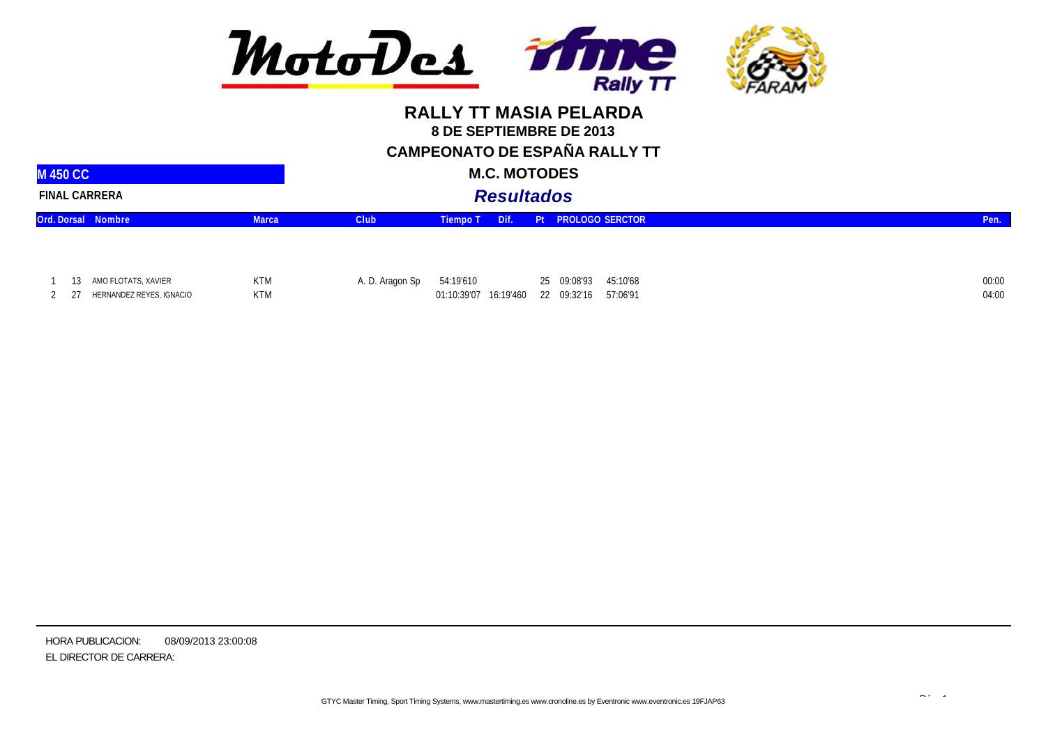# RALLY TT MASIA PELARDA

**8 DE SEPTIEMBRE DE 2013**

**CAMPEONATO DE ESPAÑA RALLY TT**

**M 450 CC**

**M.C. MOTODES**

**FINAL CARRERA**

***Resultados***

| Ord. | Dorsal | Nombre | Marca | Club | Tiempo T | Dif. | Pt | PROLOGO | SERCTOR | Pen. |
|---|---|---|---|---|---|---|---|---|---|---|
| 1 | 13 | AMO FLOTATS, XAVIER | KTM | A. D. Aragon Sp | 54:19'610 | | 25 | 09:08'93 | 45:10'68 | 00:00 |
| 2 | 27 | HERNANDEZ REYES, IGNACIO | KTM | | 01:10:39'07 | 16:19'460 | 22 | 09:32'16 | 57:06'91 | 04:00 |

HORA PUBLICACION: 08/09/2013 23:00:08

EL DIRECTOR DE CARRERA:

GTYC Master Timing, Sport Timing Systems, www.mastertiming.es www.cronoline.es by Eventronic www.eventronic.es 19FJAP63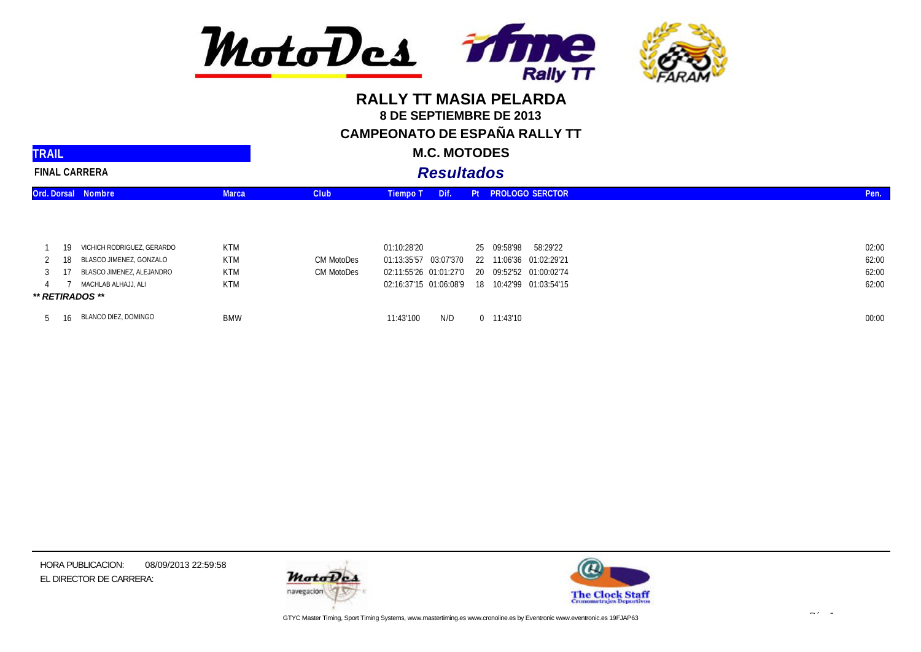# RALLY TT MASIA PELARDA

## 8 DE SEPTIEMBRE DE 2013

## CAMPEONATO DE ESPAÑA RALLY TT

## M.C. MOTODES

**TRAIL**

**FINAL CARRERA**

### *Resultados*

| Ord. | Dorsal | Nombre | Marca | Club | Tiempo T | Dif. | Pt | PROLOGO | SERCTOR | Pen. |
|---|---|---|---|---|---|---|---|---|---|---|
| 1 | 19 | VICHICH RODRIGUEZ, GERARDO | KTM | | 01:10:28'20 | | 25 | 09:58'98 | 58:29'22 | 02:00 |
| 2 | 18 | BLASCO JIMENEZ, GONZALO | KTM | CM MotoDes | 01:13:35'57 | 03:07'370 | 22 | 11:06'36 | 01:02:29'21 | 62:00 |
| 3 | 17 | BLASCO JIMENEZ, ALEJANDRO | KTM | CM MotoDes | 02:11:55'26 | 01:01:27'0 | 20 | 09:52'52 | 01:00:02'74 | 62:00 |
| 4 | 7 | MACHLAB ALHAJJ, ALI | KTM | | 02:16:37'15 | 01:06:08'9 | 18 | 10:42'99 | 01:03:54'15 | 62:00 |
| ***\*\* RETIRADOS \*\**** | | | | | | | | | | |
| 5 | 16 | BLANCO DIEZ, DOMINGO | BMW | | 11:43'100 | N/D | 0 | 11:43'10 | | 00:00 |

HORA PUBLICACION: 08/09/2013 22:59:58

EL DIRECTOR DE CARRERA:

GTYC Master Timing, Sport Timing Systems, www.mastertiming.es www.cronoline.es by Eventronic www.eventronic.es 19FJAP63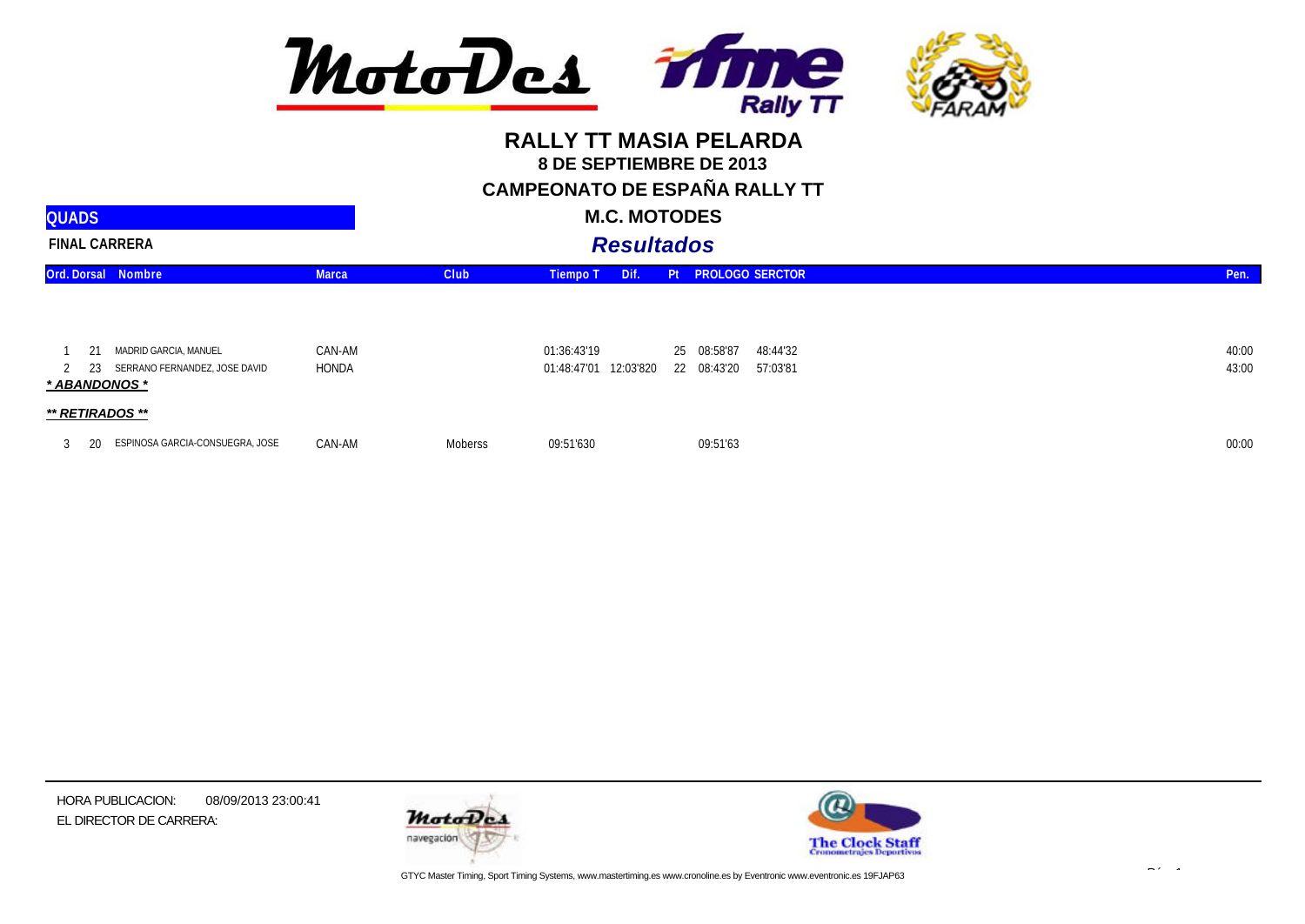# RALLY TT MASIA PELARDA

## 8 DE SEPTIEMBRE DE 2013

## CAMPEONATO DE ESPAÑA RALLY TT

**QUADS**

## M.C. MOTODES

**FINAL CARRERA**

## *Resultados*

| Ord. | Dorsal | Nombre | Marca | Club | Tiempo T | Dif. | Pt | PROLOGO | SERCTOR | Pen. |
|---|---|---|---|---|---|---|---|---|---|---|
| 1 | 21 | MADRID GARCIA, MANUEL | CAN-AM | | 01:36:43'19 | | 25 | 08:58'87 | 48:44'32 | 40:00 |
| 2 | 23 | SERRANO FERNANDEZ, JOSE DAVID | HONDA | | 01:48:47'01 | 12:03'820 | 22 | 08:43'20 | 57:03'81 | 43:00 |
| ***\* ABANDONOS \**** | | | | | | | | | | |
| ***\*\* RETIRADOS \*\**** | | | | | | | | | | |
| 3 | 20 | ESPINOSA GARCIA-CONSUEGRA, JOSE | CAN-AM | Moberss | 09:51'630 | | | 09:51'63 | | 00:00 |

HORA PUBLICACION: 08/09/2013 23:00:41

EL DIRECTOR DE CARRERA:

GTYC Master Timing, Sport Timing Systems, www.mastertiming.es www.cronoline.es by Eventronic www.eventronic.es 19FJAP63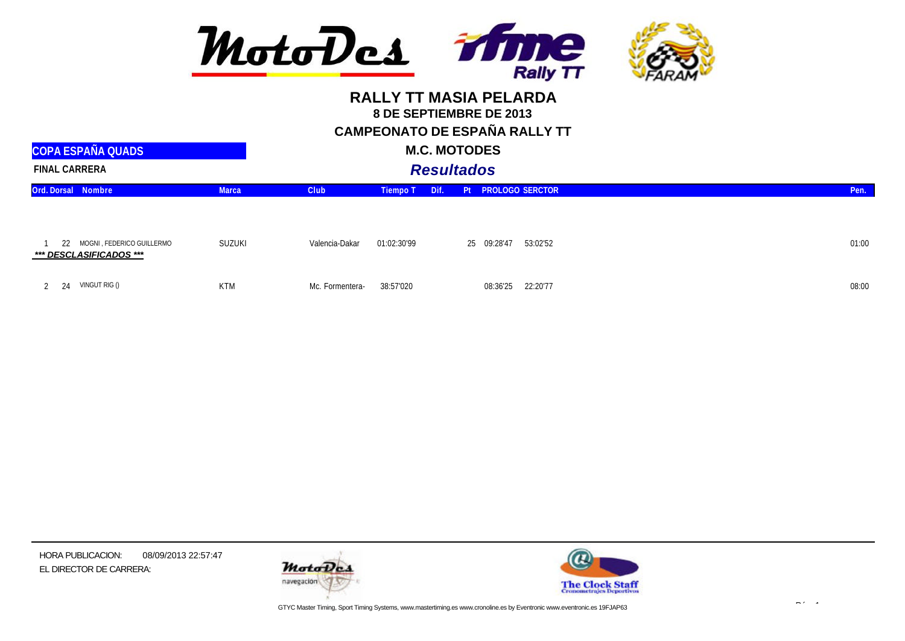# RALLY TT MASIA PELARDA

**8 DE SEPTIEMBRE DE 2013**

**CAMPEONATO DE ESPAÑA RALLY TT**

**M.C. MOTODES**

***Resultados***

## COPA ESPAÑA QUADS

**FINAL CARRERA**

| Ord. | Dorsal | Nombre | Marca | Club | Tiempo T | Dif. | Pt | PROLOGO | SERCTOR | Pen. |
|---|---|---|---|---|---|---|---|---|---|---|
| 1 | 22 | MOGNI , FEDERICO GUILLERMO | SUZUKI | Valencia-Dakar | 01:02:30'99 | | 25 | 09:28'47 | 53:02'52 | 01:00 |
| ***\*\*\* DESCLASIFICADOS \*\*\**** | | | | | | | | | | |
| 2 | 24 | VINGUT RIG () | KTM | Mc. Formentera- | 38:57'020 | | | 08:36'25 | 22:20'77 | 08:00 |

HORA PUBLICACION: 08/09/2013 22:57:47

EL DIRECTOR DE CARRERA:

GTYC Master Timing, Sport Timing Systems, www.mastertiming.es www.cronoline.es by Eventronic www.eventronic.es 19FJAP63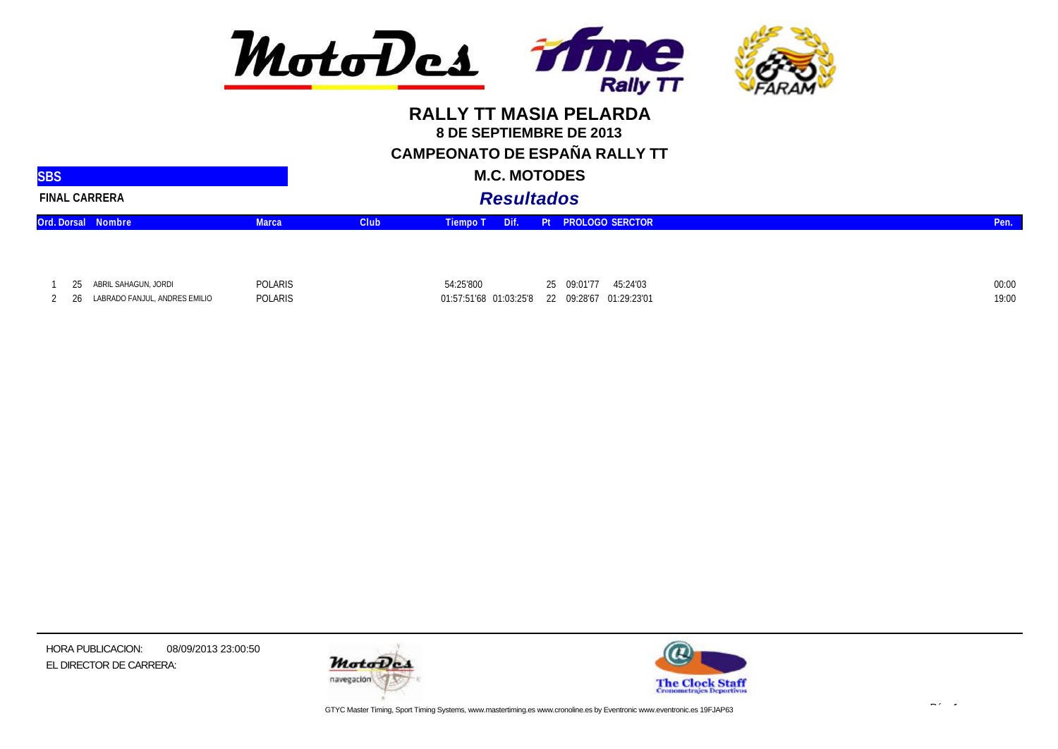# RALLY TT MASIA PELARDA

**8 DE SEPTIEMBRE DE 2013**

**CAMPEONATO DE ESPAÑA RALLY TT**

**M.C. MOTODES**

***Resultados***

**SBS**

**FINAL CARRERA**

| Ord. | Dorsal | Nombre | Marca | Club | Tiempo T | Dif. | Pt | PROLOGO | SERCTOR | Pen. |
|---|---|---|---|---|---|---|---|---|---|---|
| 1 | 25 | ABRIL SAHAGUN, JORDI | POLARIS | | 54:25'800 | | 25 | 09:01'77 | 45:24'03 | 00:00 |
| 2 | 26 | LABRADO FANJUL, ANDRES EMILIO | POLARIS | | 01:57:51'68 | 01:03:25'8 | 22 | 09:28'67 | 01:29:23'01 | 19:00 |

HORA PUBLICACION: 08/09/2013 23:00:50

EL DIRECTOR DE CARRERA:

GTYC Master Timing, Sport Timing Systems, www.mastertiming.es www.cronoline.es by Eventronic www.eventronic.es 19FJAP63